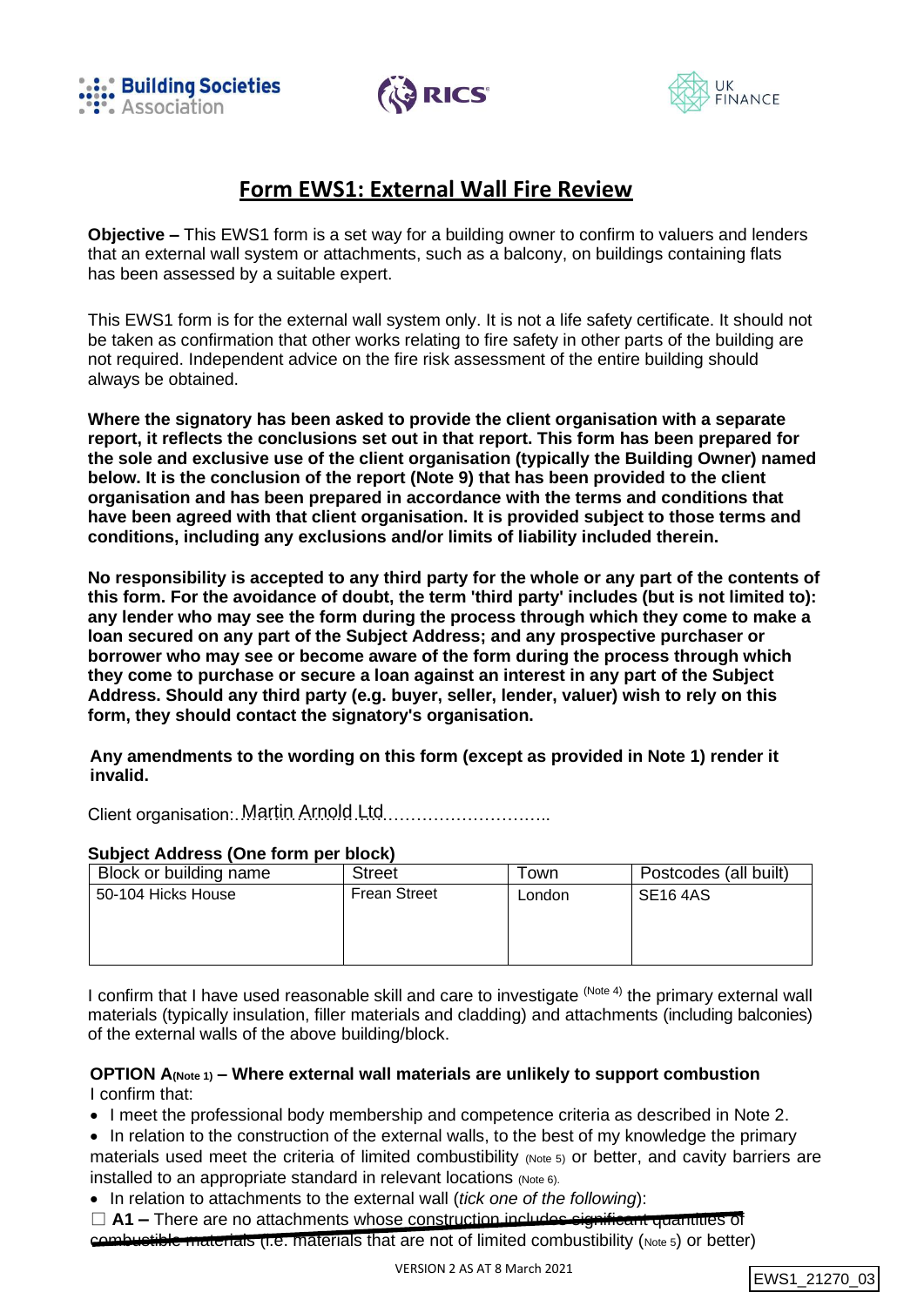# Form EWS1: External Wall Fire Review

**Objective –** This EWS1 form is a set way for a building owner to confirm to valuers and lenders that an external wall system or attachments, such as a balcony, on buildings containing flats has been assessed by a suitable expert.

This EWS1 form is for the external wall system only. It is not a life safety certificate. It should not be taken as confirmation that other works relating to fire safety in other parts of the building are not required. Independent advice on the fire risk assessment of the entire building should always be obtained.

**Where the signatory has been asked to provide the client organisation with a separate report, it reflects the conclusions set out in that report. This form has been prepared for the sole and exclusive use of the client organisation (typically the Building Owner) named below. It is the conclusion of the report (Note 9) that has been provided to the client organisation and has been prepared in accordance with the terms and conditions that have been agreed with that client organisation. It is provided subject to those terms and conditions, including any exclusions and/or limits of liability included therein.**

**No responsibility is accepted to any third party for the whole or any part of the contents of this form. For the avoidance of doubt, the term 'third party' includes (but is not limited to): any lender who may see the form during the process through which they come to make a loan secured on any part of the Subject Address; and any prospective purchaser or borrower who may see or become aware of the form during the process through which they come to purchase or secure a loan against an interest in any part of the Subject Address. Should any third party (e.g. buyer, seller, lender, valuer) wish to rely on this form, they should contact the signatory's organisation.**

**Any amendments to the wording on this form (except as provided in Note 1) render it invalid.**

Client organisation: Martin Arnold Ltd

**Subject Address (One form per block)**

| Block or building name | Street | Town | Postcodes (all built) |
|---|---|---|---|
| 50-104 Hicks House | Frean Street | London | SE16 4AS |

I confirm that I have used reasonable skill and care to investigate (Note 4) the primary external wall materials (typically insulation, filler materials and cladding) and attachments (including balconies) of the external walls of the above building/block.

**OPTION A(Note 1) – Where external wall materials are unlikely to support combustion**
I confirm that:

- I meet the professional body membership and competence criteria as described in Note 2.
- In relation to the construction of the external walls, to the best of my knowledge the primary materials used meet the criteria of limited combustibility (Note 5) or better, and cavity barriers are installed to an appropriate standard in relevant locations (Note 6).
- In relation to attachments to the external wall (*tick one of the following*):

☐ **A1 –** There are no attachments whose construction includes ~~significant quantities of combustible materials~~ (i.e. materials that are not of limited combustibility (Note 5) or better)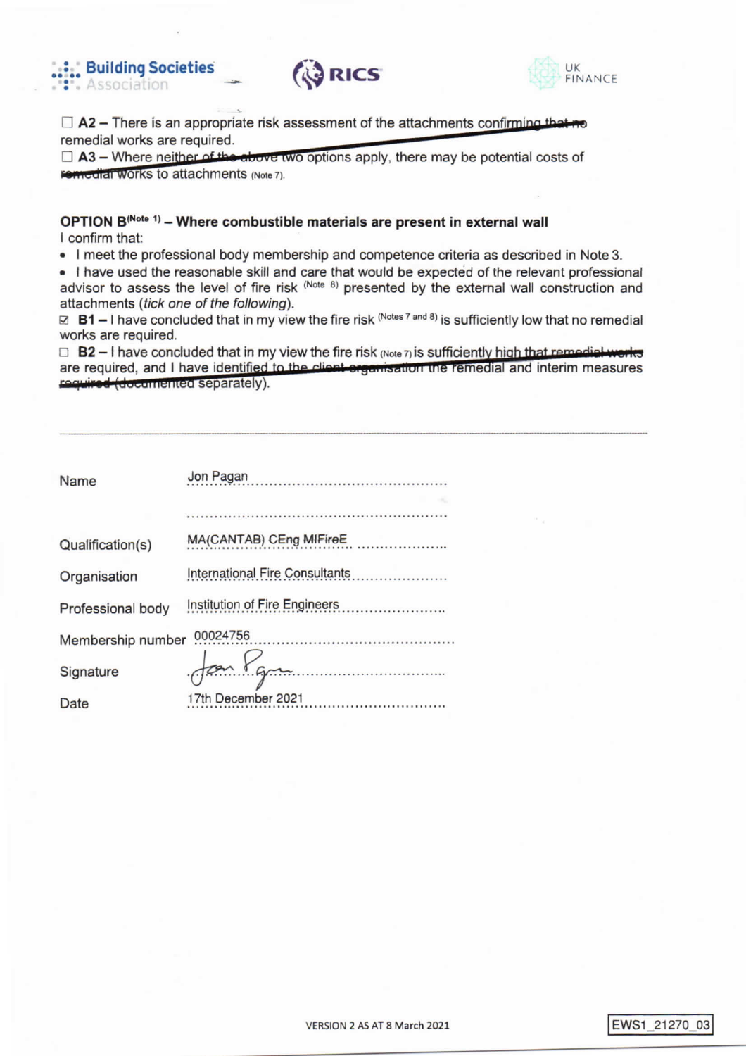☐ **A2** – There is an appropriate risk assessment of the attachments confirming that no remedial works are required.

☐ **A3** – Where neither of the above two options apply, there may be potential costs of remedial works to attachments (Note 7).

### OPTION B (Note 1) – Where combustible materials are present in external wall

I confirm that:

- I meet the professional body membership and competence criteria as described in Note 3.
- I have used the reasonable skill and care that would be expected of the relevant professional advisor to assess the level of fire risk (Note 8) presented by the external wall construction and attachments (*tick one of the following*).

☑ **B1** – I have concluded that in my view the fire risk (Notes 7 and 8) is sufficiently low that no remedial works are required.

☐ **B2** – I have concluded that in my view the fire risk (Note 7) is sufficiently high that remedial works are required, and I have identified to the client organisation the remedial and interim measures required (documented separately).

---

| | |
|---|---|
| Name | Jon Pagan |
| | |
| Qualification(s) | MA(CANTAB) CEng MIFireE |
| Organisation | International Fire Consultants |
| Professional body | Institution of Fire Engineers |
| Membership number | 00024756 |
| Signature | Jon Pagan |
| Date | 17th December 2021 |

VERSION 2 AS AT 8 March 2021

EWS1_21270_03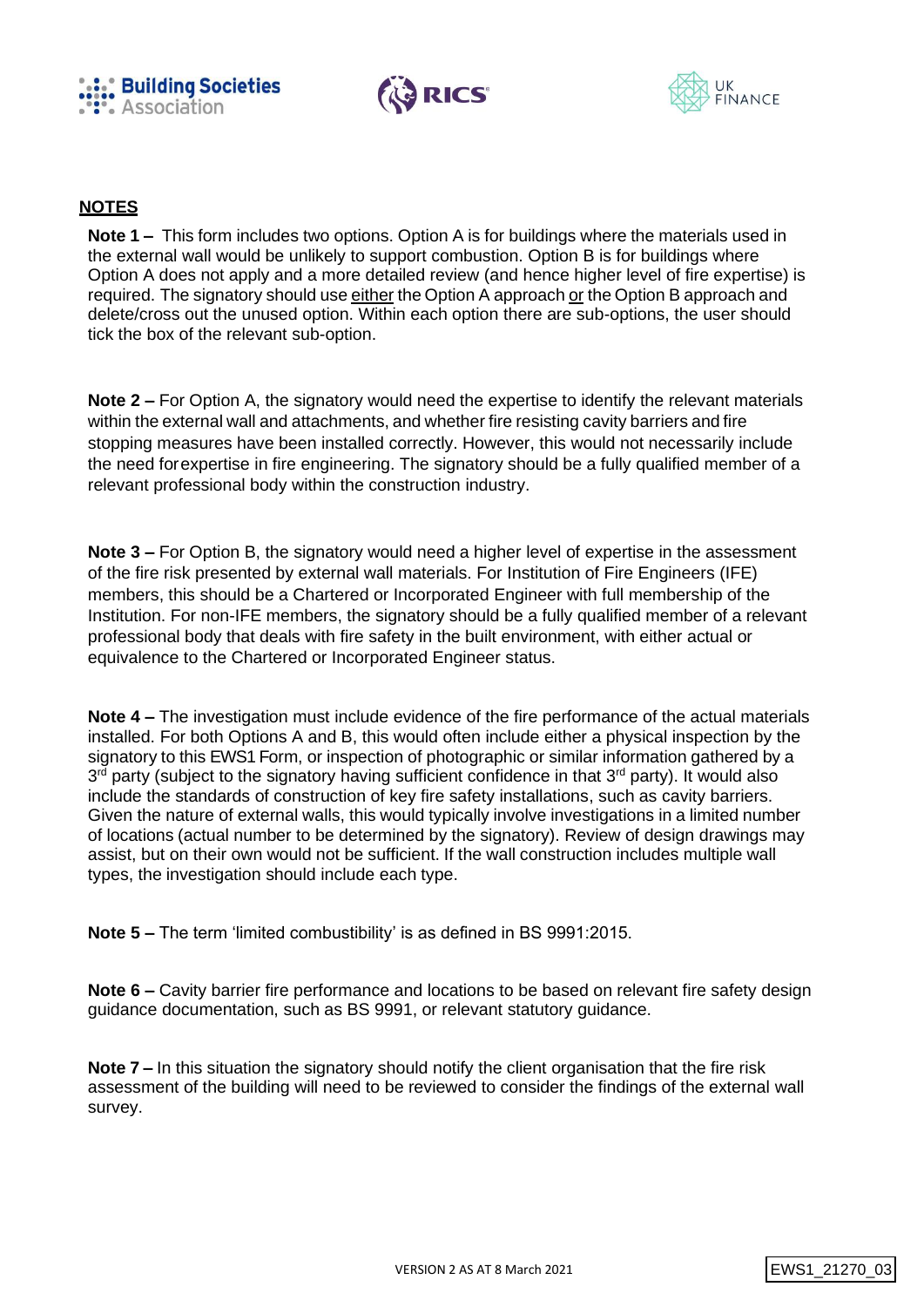## NOTES

**Note 1 –** This form includes two options. Option A is for buildings where the materials used in the external wall would be unlikely to support combustion. Option B is for buildings where Option A does not apply and a more detailed review (and hence higher level of fire expertise) is required. The signatory should use either the Option A approach or the Option B approach and delete/cross out the unused option. Within each option there are sub-options, the user should tick the box of the relevant sub-option.

**Note 2 –** For Option A, the signatory would need the expertise to identify the relevant materials within the external wall and attachments, and whether fire resisting cavity barriers and fire stopping measures have been installed correctly. However, this would not necessarily include the need for expertise in fire engineering. The signatory should be a fully qualified member of a relevant professional body within the construction industry.

**Note 3 –** For Option B, the signatory would need a higher level of expertise in the assessment of the fire risk presented by external wall materials. For Institution of Fire Engineers (IFE) members, this should be a Chartered or Incorporated Engineer with full membership of the Institution. For non-IFE members, the signatory should be a fully qualified member of a relevant professional body that deals with fire safety in the built environment, with either actual or equivalence to the Chartered or Incorporated Engineer status.

**Note 4 –** The investigation must include evidence of the fire performance of the actual materials installed. For both Options A and B, this would often include either a physical inspection by the signatory to this EWS1 Form, or inspection of photographic or similar information gathered by a 3rd party (subject to the signatory having sufficient confidence in that 3rd party). It would also include the standards of construction of key fire safety installations, such as cavity barriers. Given the nature of external walls, this would typically involve investigations in a limited number of locations (actual number to be determined by the signatory). Review of design drawings may assist, but on their own would not be sufficient. If the wall construction includes multiple wall types, the investigation should include each type.

**Note 5 –** The term 'limited combustibility' is as defined in BS 9991:2015.

**Note 6 –** Cavity barrier fire performance and locations to be based on relevant fire safety design guidance documentation, such as BS 9991, or relevant statutory guidance.

**Note 7 –** In this situation the signatory should notify the client organisation that the fire risk assessment of the building will need to be reviewed to consider the findings of the external wall survey.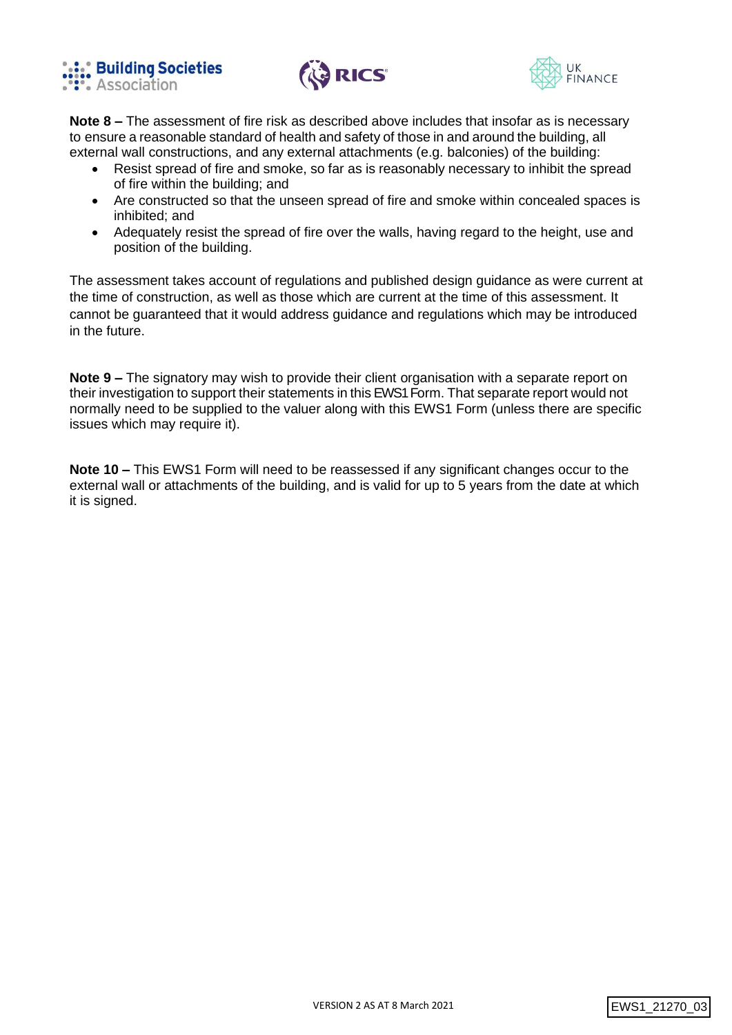**Note 8 –** The assessment of fire risk as described above includes that insofar as is necessary to ensure a reasonable standard of health and safety of those in and around the building, all external wall constructions, and any external attachments (e.g. balconies) of the building:

- Resist spread of fire and smoke, so far as is reasonably necessary to inhibit the spread of fire within the building; and
- Are constructed so that the unseen spread of fire and smoke within concealed spaces is inhibited; and
- Adequately resist the spread of fire over the walls, having regard to the height, use and position of the building.

The assessment takes account of regulations and published design guidance as were current at the time of construction, as well as those which are current at the time of this assessment. It cannot be guaranteed that it would address guidance and regulations which may be introduced in the future.

**Note 9 –** The signatory may wish to provide their client organisation with a separate report on their investigation to support their statements in this EWS1 Form. That separate report would not normally need to be supplied to the valuer along with this EWS1 Form (unless there are specific issues which may require it).

**Note 10 –** This EWS1 Form will need to be reassessed if any significant changes occur to the external wall or attachments of the building, and is valid for up to 5 years from the date at which it is signed.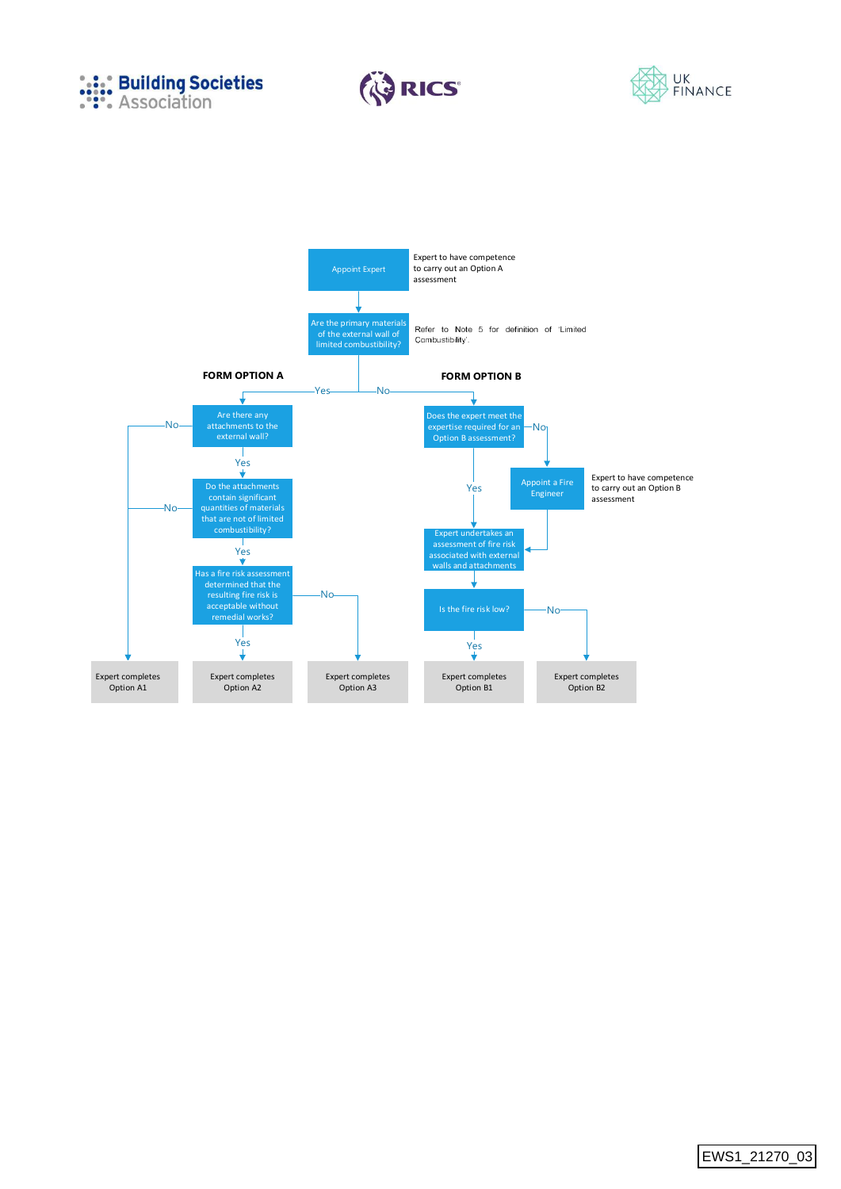Building Societies Association

RICS

UK FINANCE

Appoint Expert

Expert to have competence to carry out an Option A assessment

Are the primary materials of the external wall of limited combustibility?

Refer to Note 5 for definition of 'Limited Combustibility'.

**FORM OPTION A**

**FORM OPTION B**

Yes

No

Are there any attachments to the external wall?

No

Yes

Do the attachments contain significant quantities of materials that are not of limited combustibility?

No

Yes

Has a fire risk assessment determined that the resulting fire risk is acceptable without remedial works?

No

Yes

Expert completes Option A1

Expert completes Option A2

Expert completes Option A3

Does the expert meet the expertise required for an Option B assessment?

No

Appoint a Fire Engineer

Expert to have competence to carry out an Option B assessment

Yes

Expert undertakes an assessment of fire risk associated with external walls and attachments

Is the fire risk low?

No

Yes

Expert completes Option B1

Expert completes Option B2

EWS1_21270_03